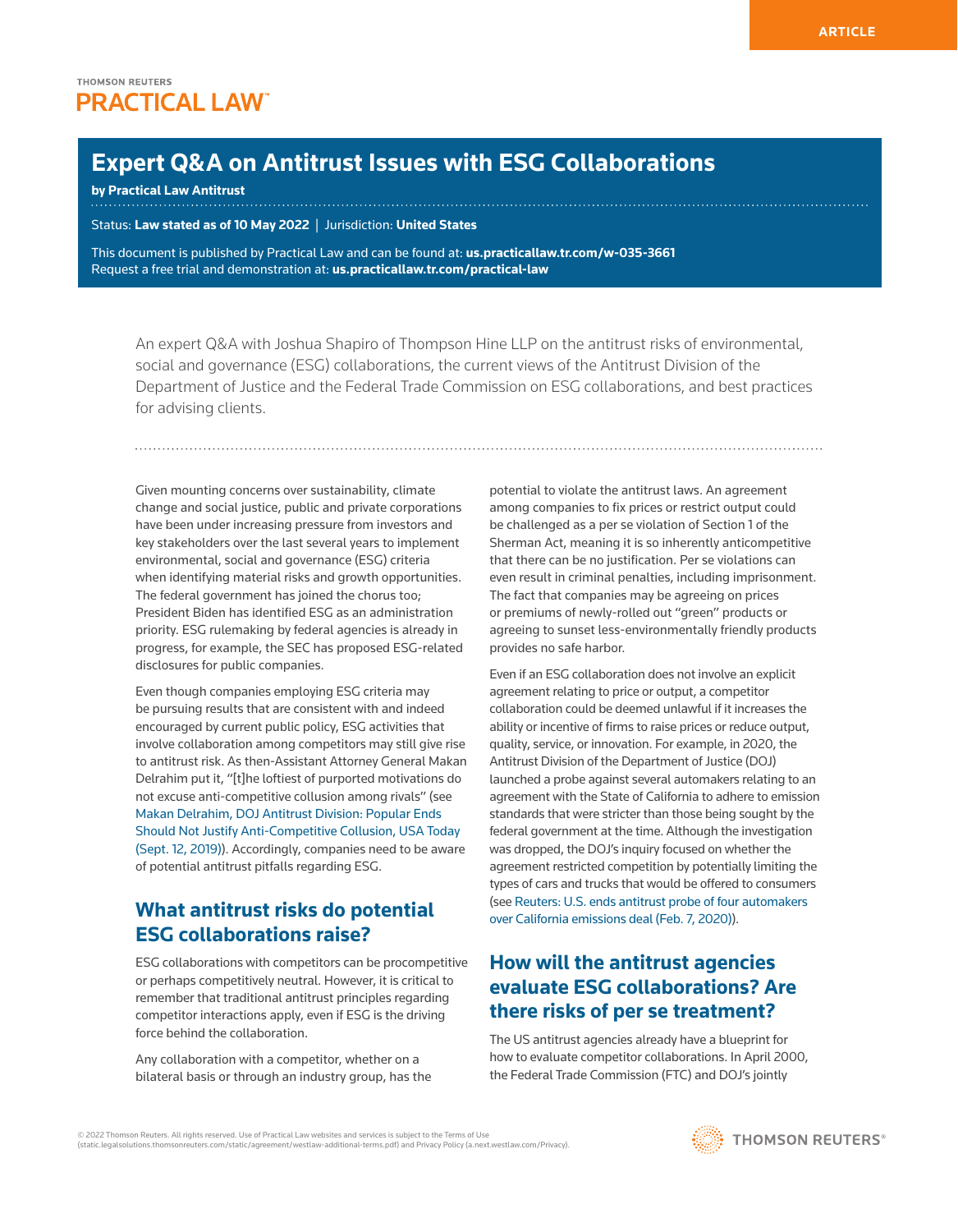ARTICLE

THOMSON REUTERS
PRACTICAL LAW

# Expert Q&A on Antitrust Issues with ESG Collaborations

**by Practical Law Antitrust**

Status: **Law stated as of 10 May 2022** | Jurisdiction: **United States**

This document is published by Practical Law and can be found at: **us.practicallaw.tr.com/w-035-3661**
Request a free trial and demonstration at: **us.practicallaw.tr.com/practical-law**

An expert Q&A with Joshua Shapiro of Thompson Hine LLP on the antitrust risks of environmental, social and governance (ESG) collaborations, the current views of the Antitrust Division of the Department of Justice and the Federal Trade Commission on ESG collaborations, and best practices for advising clients.

Given mounting concerns over sustainability, climate change and social justice, public and private corporations have been under increasing pressure from investors and key stakeholders over the last several years to implement environmental, social and governance (ESG) criteria when identifying material risks and growth opportunities. The federal government has joined the chorus too; President Biden has identified ESG as an administration priority. ESG rulemaking by federal agencies is already in progress, for example, the SEC has proposed ESG-related disclosures for public companies.

Even though companies employing ESG criteria may be pursuing results that are consistent with and indeed encouraged by current public policy, ESG activities that involve collaboration among competitors may still give rise to antitrust risk. As then-Assistant Attorney General Makan Delrahim put it, "[t]he loftiest of purported motivations do not excuse anti-competitive collusion among rivals" (see Makan Delrahim, DOJ Antitrust Division: Popular Ends Should Not Justify Anti-Competitive Collusion, USA Today (Sept. 12, 2019)). Accordingly, companies need to be aware of potential antitrust pitfalls regarding ESG.

## What antitrust risks do potential ESG collaborations raise?

ESG collaborations with competitors can be procompetitive or perhaps competitively neutral. However, it is critical to remember that traditional antitrust principles regarding competitor interactions apply, even if ESG is the driving force behind the collaboration.

Any collaboration with a competitor, whether on a bilateral basis or through an industry group, has the potential to violate the antitrust laws. An agreement among companies to fix prices or restrict output could be challenged as a per se violation of Section 1 of the Sherman Act, meaning it is so inherently anticompetitive that there can be no justification. Per se violations can even result in criminal penalties, including imprisonment. The fact that companies may be agreeing on prices or premiums of newly-rolled out "green" products or agreeing to sunset less-environmentally friendly products provides no safe harbor.

Even if an ESG collaboration does not involve an explicit agreement relating to price or output, a competitor collaboration could be deemed unlawful if it increases the ability or incentive of firms to raise prices or reduce output, quality, service, or innovation. For example, in 2020, the Antitrust Division of the Department of Justice (DOJ) launched a probe against several automakers relating to an agreement with the State of California to adhere to emission standards that were stricter than those being sought by the federal government at the time. Although the investigation was dropped, the DOJ's inquiry focused on whether the agreement restricted competition by potentially limiting the types of cars and trucks that would be offered to consumers (see Reuters: U.S. ends antitrust probe of four automakers over California emissions deal (Feb. 7, 2020)).

## How will the antitrust agencies evaluate ESG collaborations? Are there risks of per se treatment?

The US antitrust agencies already have a blueprint for how to evaluate competitor collaborations. In April 2000, the Federal Trade Commission (FTC) and DOJ's jointly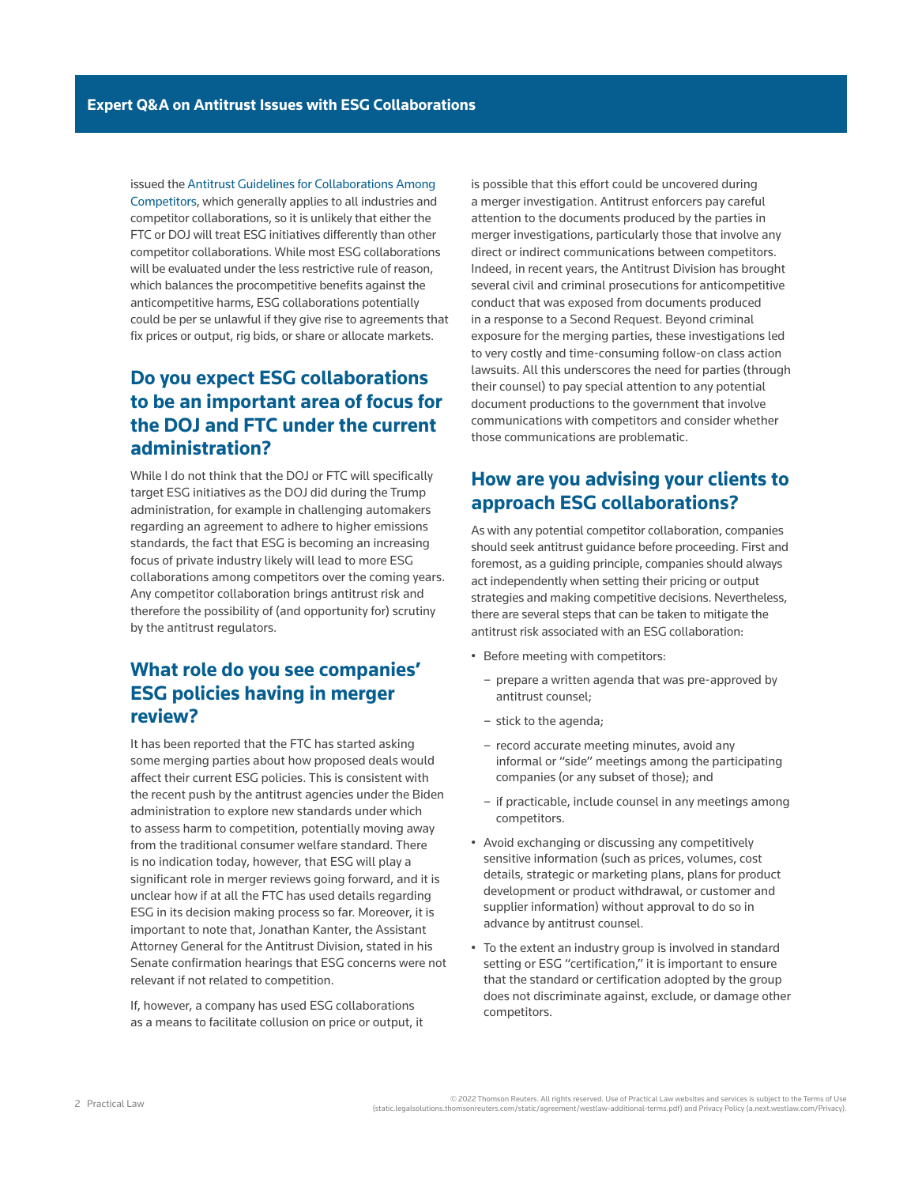issued the Antitrust Guidelines for Collaborations Among Competitors, which generally applies to all industries and competitor collaborations, so it is unlikely that either the FTC or DOJ will treat ESG initiatives differently than other competitor collaborations. While most ESG collaborations will be evaluated under the less restrictive rule of reason, which balances the procompetitive benefits against the anticompetitive harms, ESG collaborations potentially could be per se unlawful if they give rise to agreements that fix prices or output, rig bids, or share or allocate markets.

## Do you expect ESG collaborations to be an important area of focus for the DOJ and FTC under the current administration?

While I do not think that the DOJ or FTC will specifically target ESG initiatives as the DOJ did during the Trump administration, for example in challenging automakers regarding an agreement to adhere to higher emissions standards, the fact that ESG is becoming an increasing focus of private industry likely will lead to more ESG collaborations among competitors over the coming years. Any competitor collaboration brings antitrust risk and therefore the possibility of (and opportunity for) scrutiny by the antitrust regulators.

## What role do you see companies' ESG policies having in merger review?

It has been reported that the FTC has started asking some merging parties about how proposed deals would affect their current ESG policies. This is consistent with the recent push by the antitrust agencies under the Biden administration to explore new standards under which to assess harm to competition, potentially moving away from the traditional consumer welfare standard. There is no indication today, however, that ESG will play a significant role in merger reviews going forward, and it is unclear how if at all the FTC has used details regarding ESG in its decision making process so far. Moreover, it is important to note that, Jonathan Kanter, the Assistant Attorney General for the Antitrust Division, stated in his Senate confirmation hearings that ESG concerns were not relevant if not related to competition.

If, however, a company has used ESG collaborations as a means to facilitate collusion on price or output, it is possible that this effort could be uncovered during a merger investigation. Antitrust enforcers pay careful attention to the documents produced by the parties in merger investigations, particularly those that involve any direct or indirect communications between competitors. Indeed, in recent years, the Antitrust Division has brought several civil and criminal prosecutions for anticompetitive conduct that was exposed from documents produced in a response to a Second Request. Beyond criminal exposure for the merging parties, these investigations led to very costly and time-consuming follow-on class action lawsuits. All this underscores the need for parties (through their counsel) to pay special attention to any potential document productions to the government that involve communications with competitors and consider whether those communications are problematic.

## How are you advising your clients to approach ESG collaborations?

As with any potential competitor collaboration, companies should seek antitrust guidance before proceeding. First and foremost, as a guiding principle, companies should always act independently when setting their pricing or output strategies and making competitive decisions. Nevertheless, there are several steps that can be taken to mitigate the antitrust risk associated with an ESG collaboration:

- Before meeting with competitors:
  - prepare a written agenda that was pre-approved by antitrust counsel;
  - stick to the agenda;
  - record accurate meeting minutes, avoid any informal or "side" meetings among the participating companies (or any subset of those); and
  - if practicable, include counsel in any meetings among competitors.
- Avoid exchanging or discussing any competitively sensitive information (such as prices, volumes, cost details, strategic or marketing plans, plans for product development or product withdrawal, or customer and supplier information) without approval to do so in advance by antitrust counsel.
- To the extent an industry group is involved in standard setting or ESG "certification," it is important to ensure that the standard or certification adopted by the group does not discriminate against, exclude, or damage other competitors.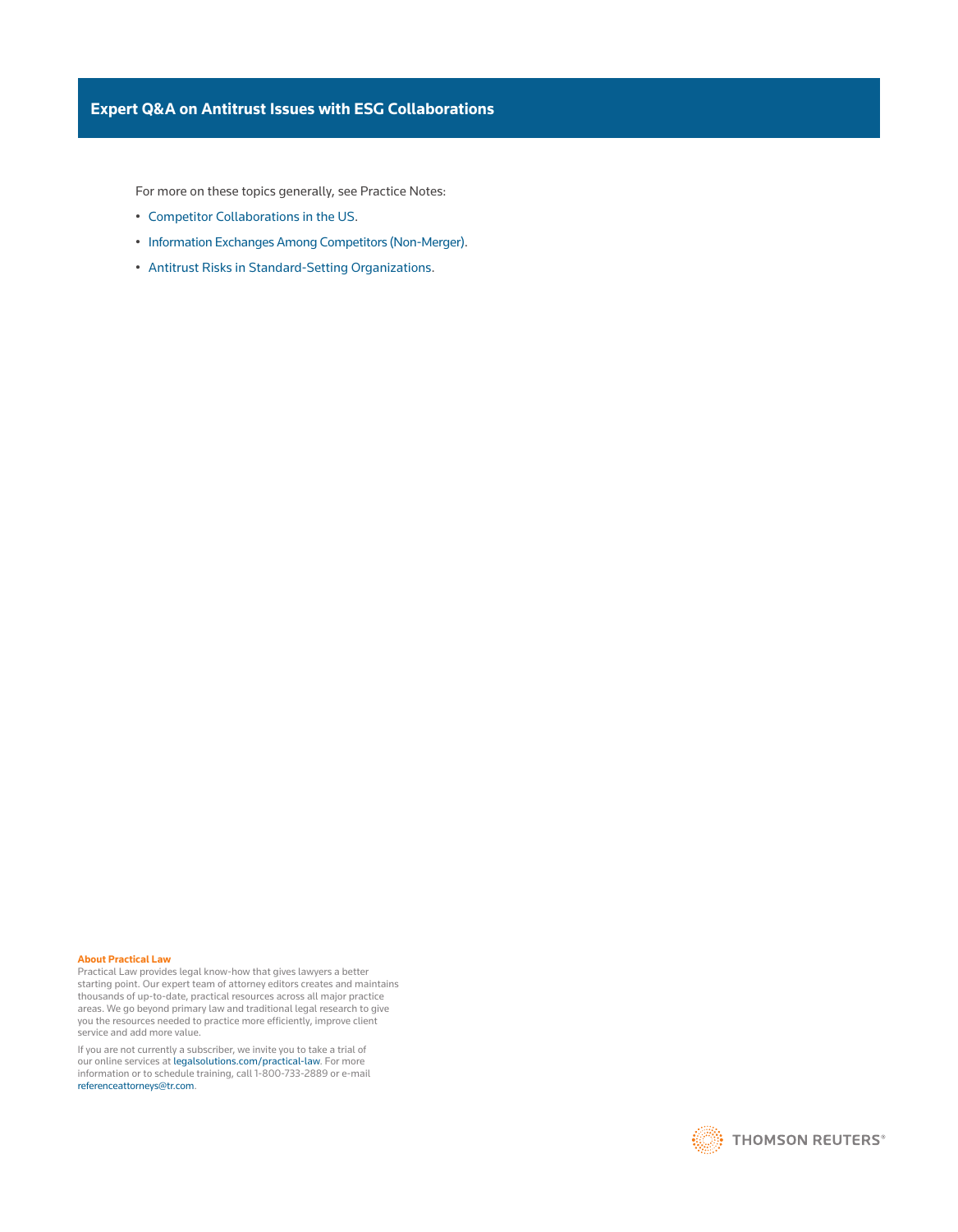For more on these topics generally, see Practice Notes:

- Competitor Collaborations in the US.
- Information Exchanges Among Competitors (Non-Merger).
- Antitrust Risks in Standard-Setting Organizations.

**About Practical Law**

Practical Law provides legal know-how that gives lawyers a better starting point. Our expert team of attorney editors creates and maintains thousands of up-to-date, practical resources across all major practice areas. We go beyond primary law and traditional legal research to give you the resources needed to practice more efficiently, improve client service and add more value.

If you are not currently a subscriber, we invite you to take a trial of our online services at legalsolutions.com/practical-law. For more information or to schedule training, call 1-800-733-2889 or e-mail referenceattorneys@tr.com.